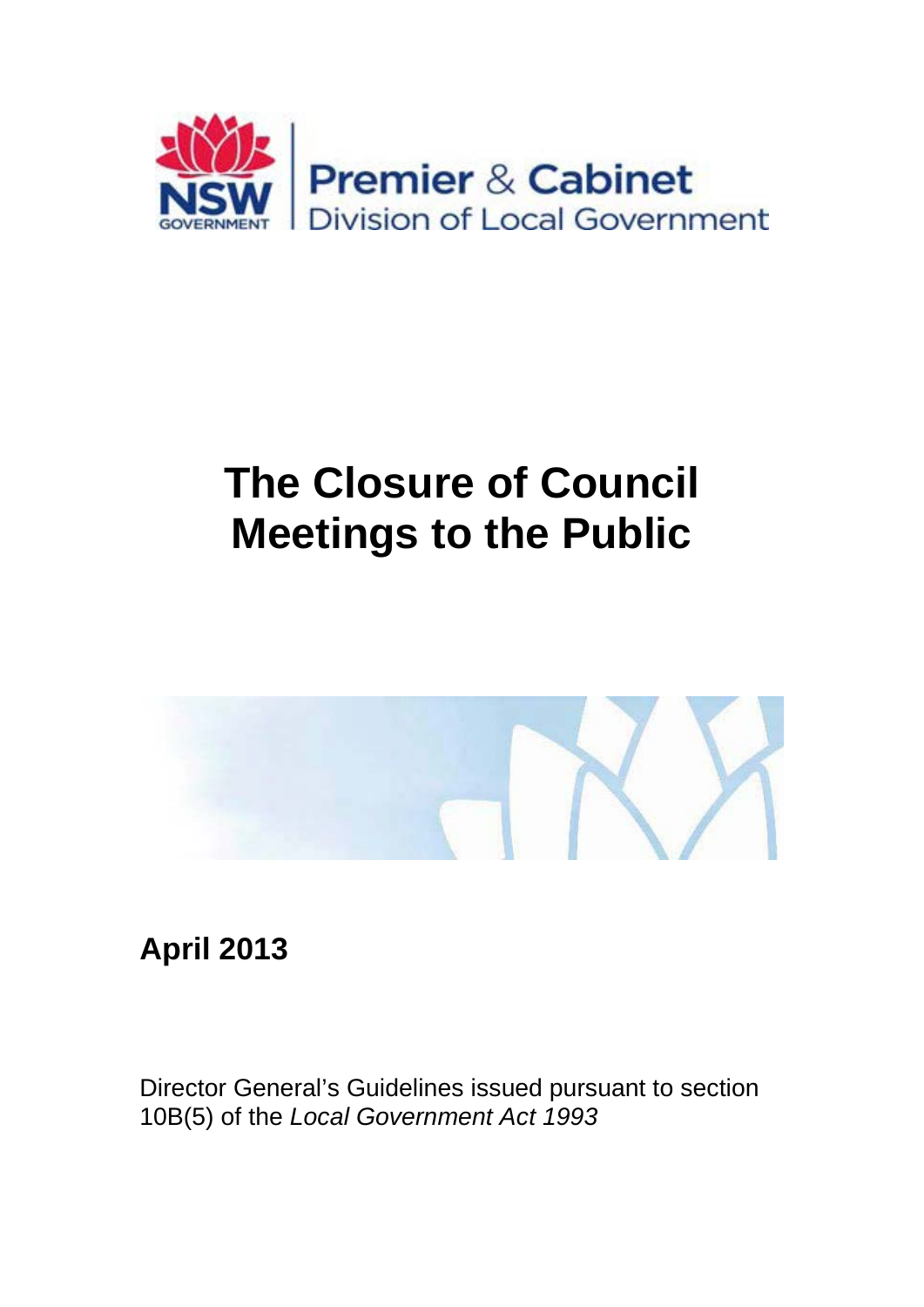Premier & Cabinet
Division of Local Government

NSW GOVERNMENT

# The Closure of Council Meetings to the Public

**April 2013**

Director General's Guidelines issued pursuant to section 10B(5) of the *Local Government Act 1993*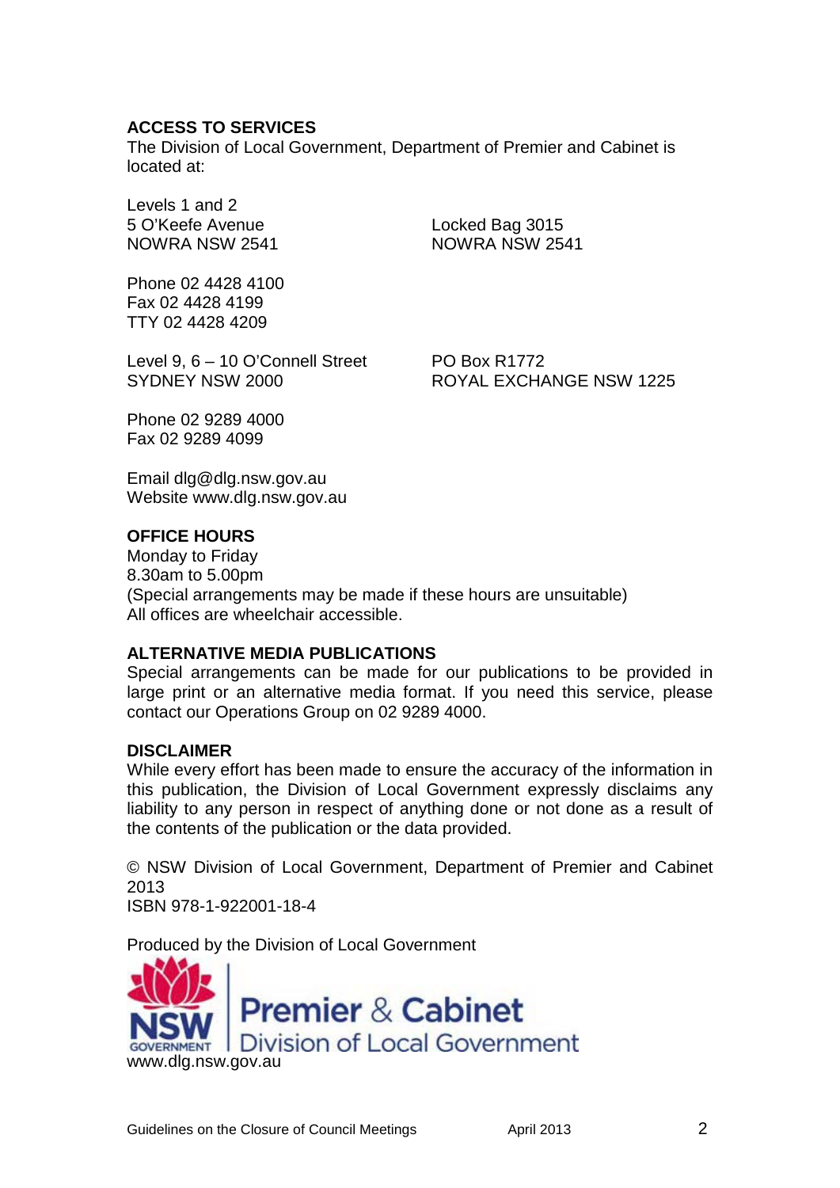## ACCESS TO SERVICES

The Division of Local Government, Department of Premier and Cabinet is located at:

Levels 1 and 2
5 O'Keefe Avenue
NOWRA NSW 2541

Locked Bag 3015
NOWRA NSW 2541

Phone 02 4428 4100
Fax 02 4428 4199
TTY 02 4428 4209

Level 9, 6 – 10 O'Connell Street
SYDNEY NSW 2000

PO Box R1772
ROYAL EXCHANGE NSW 1225

Phone 02 9289 4000
Fax 02 9289 4099

Email dlg@dlg.nsw.gov.au
Website www.dlg.nsw.gov.au

## OFFICE HOURS

Monday to Friday
8.30am to 5.00pm
(Special arrangements may be made if these hours are unsuitable)
All offices are wheelchair accessible.

## ALTERNATIVE MEDIA PUBLICATIONS

Special arrangements can be made for our publications to be provided in large print or an alternative media format. If you need this service, please contact our Operations Group on 02 9289 4000.

## DISCLAIMER

While every effort has been made to ensure the accuracy of the information in this publication, the Division of Local Government expressly disclaims any liability to any person in respect of anything done or not done as a result of the contents of the publication or the data provided.

© NSW Division of Local Government, Department of Premier and Cabinet 2013
ISBN 978-1-922001-18-4

Produced by the Division of Local Government

NSW GOVERNMENT | Premier & Cabinet
Division of Local Government

www.dlg.nsw.gov.au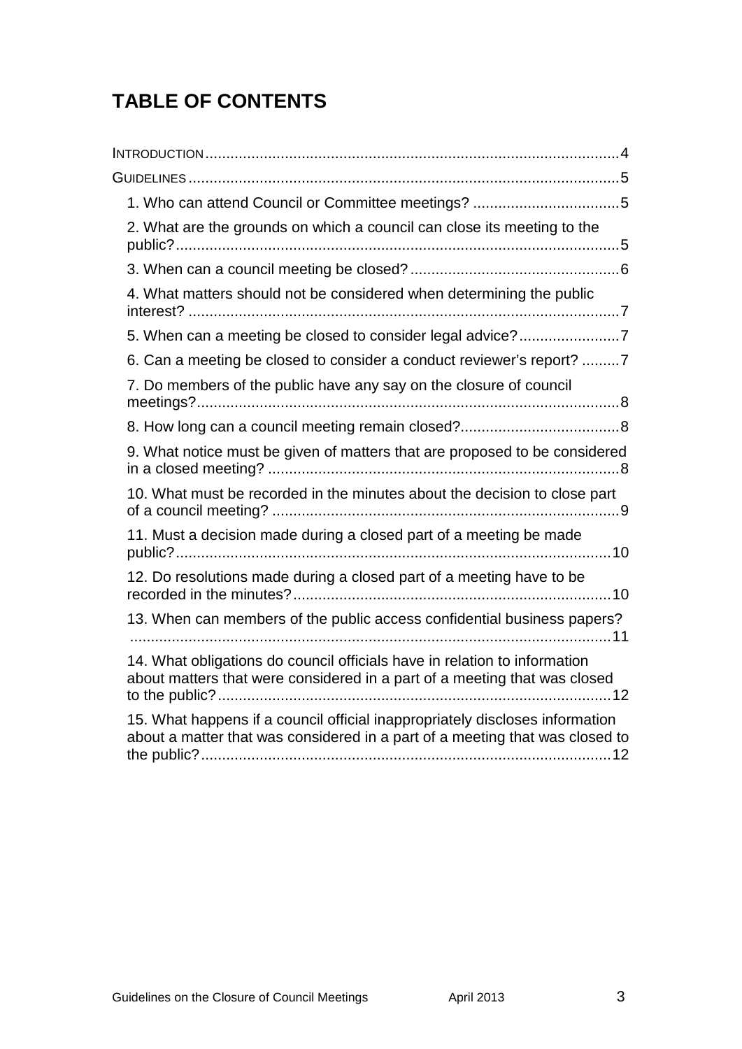# TABLE OF CONTENTS

INTRODUCTION .................................................................................................. 4

GUIDELINES ...................................................................................................... 5

1. Who can attend Council or Committee meetings? .................................. 5

2. What are the grounds on which a council can close its meeting to the public? ......................................................................................................... 5

3. When can a council meeting be closed? ................................................. 6

4. What matters should not be considered when determining the public interest? ...................................................................................................... 7

5. When can a meeting be closed to consider legal advice? ........................ 7

6. Can a meeting be closed to consider a conduct reviewer's report? ......... 7

7. Do members of the public have any say on the closure of council meetings? .................................................................................................... 8

8. How long can a council meeting remain closed? ...................................... 8

9. What notice must be given of matters that are proposed to be considered in a closed meeting? ................................................................................... 8

10. What must be recorded in the minutes about the decision to close part of a council meeting? .................................................................................. 9

11. Must a decision made during a closed part of a meeting be made public? ....................................................................................................... 10

12. Do resolutions made during a closed part of a meeting have to be recorded in the minutes? ........................................................................... 10

13. When can members of the public access confidential business papers? .................................................................................................................. 11

14. What obligations do council officials have in relation to information about matters that were considered in a part of a meeting that was closed to the public? ............................................................................................. 12

15. What happens if a council official inappropriately discloses information about a matter that was considered in a part of a meeting that was closed to the public? ................................................................................................. 12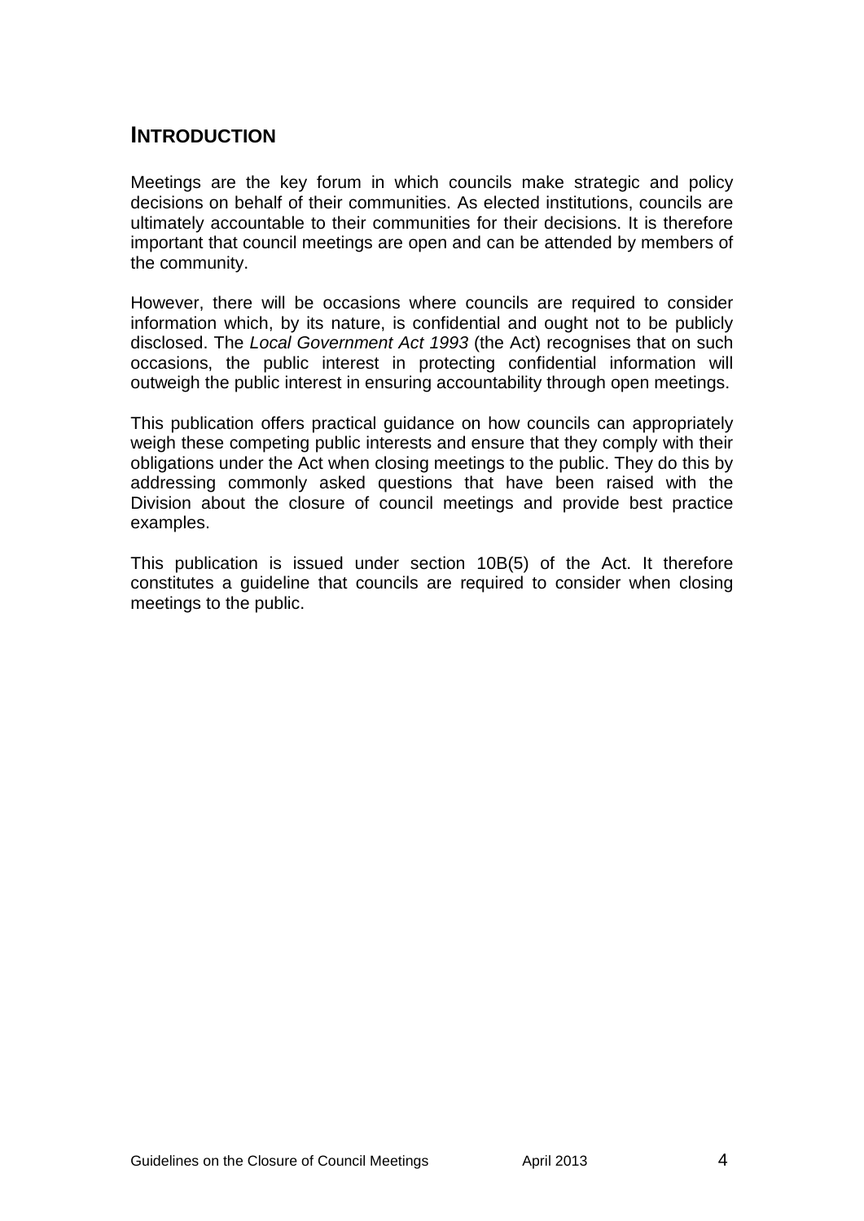## INTRODUCTION

Meetings are the key forum in which councils make strategic and policy decisions on behalf of their communities. As elected institutions, councils are ultimately accountable to their communities for their decisions. It is therefore important that council meetings are open and can be attended by members of the community.

However, there will be occasions where councils are required to consider information which, by its nature, is confidential and ought not to be publicly disclosed. The *Local Government Act 1993* (the Act) recognises that on such occasions, the public interest in protecting confidential information will outweigh the public interest in ensuring accountability through open meetings.

This publication offers practical guidance on how councils can appropriately weigh these competing public interests and ensure that they comply with their obligations under the Act when closing meetings to the public. They do this by addressing commonly asked questions that have been raised with the Division about the closure of council meetings and provide best practice examples.

This publication is issued under section 10B(5) of the Act. It therefore constitutes a guideline that councils are required to consider when closing meetings to the public.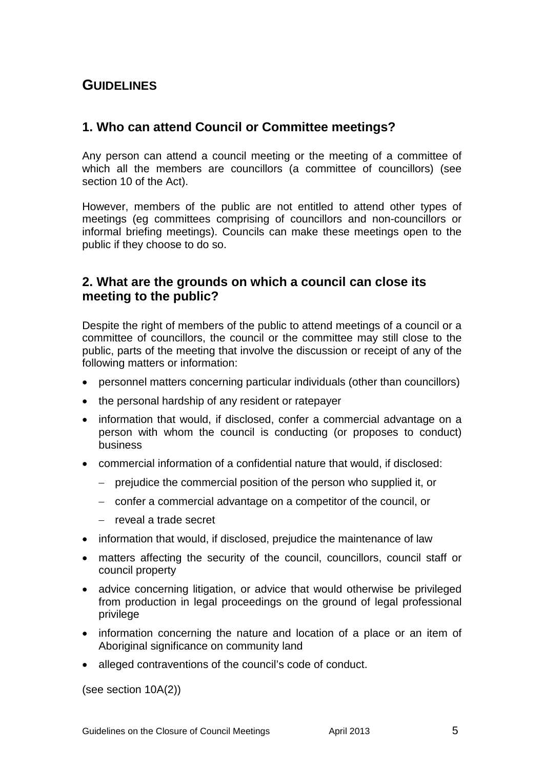## GUIDELINES

### 1. Who can attend Council or Committee meetings?

Any person can attend a council meeting or the meeting of a committee of which all the members are councillors (a committee of councillors) (see section 10 of the Act).

However, members of the public are not entitled to attend other types of meetings (eg committees comprising of councillors and non-councillors or informal briefing meetings). Councils can make these meetings open to the public if they choose to do so.

### 2. What are the grounds on which a council can close its meeting to the public?

Despite the right of members of the public to attend meetings of a council or a committee of councillors, the council or the committee may still close to the public, parts of the meeting that involve the discussion or receipt of any of the following matters or information:

- personnel matters concerning particular individuals (other than councillors)
- the personal hardship of any resident or ratepayer
- information that would, if disclosed, confer a commercial advantage on a person with whom the council is conducting (or proposes to conduct) business
- commercial information of a confidential nature that would, if disclosed:
  - prejudice the commercial position of the person who supplied it, or
  - confer a commercial advantage on a competitor of the council, or
  - reveal a trade secret
- information that would, if disclosed, prejudice the maintenance of law
- matters affecting the security of the council, councillors, council staff or council property
- advice concerning litigation, or advice that would otherwise be privileged from production in legal proceedings on the ground of legal professional privilege
- information concerning the nature and location of a place or an item of Aboriginal significance on community land
- alleged contraventions of the council's code of conduct.

(see section 10A(2))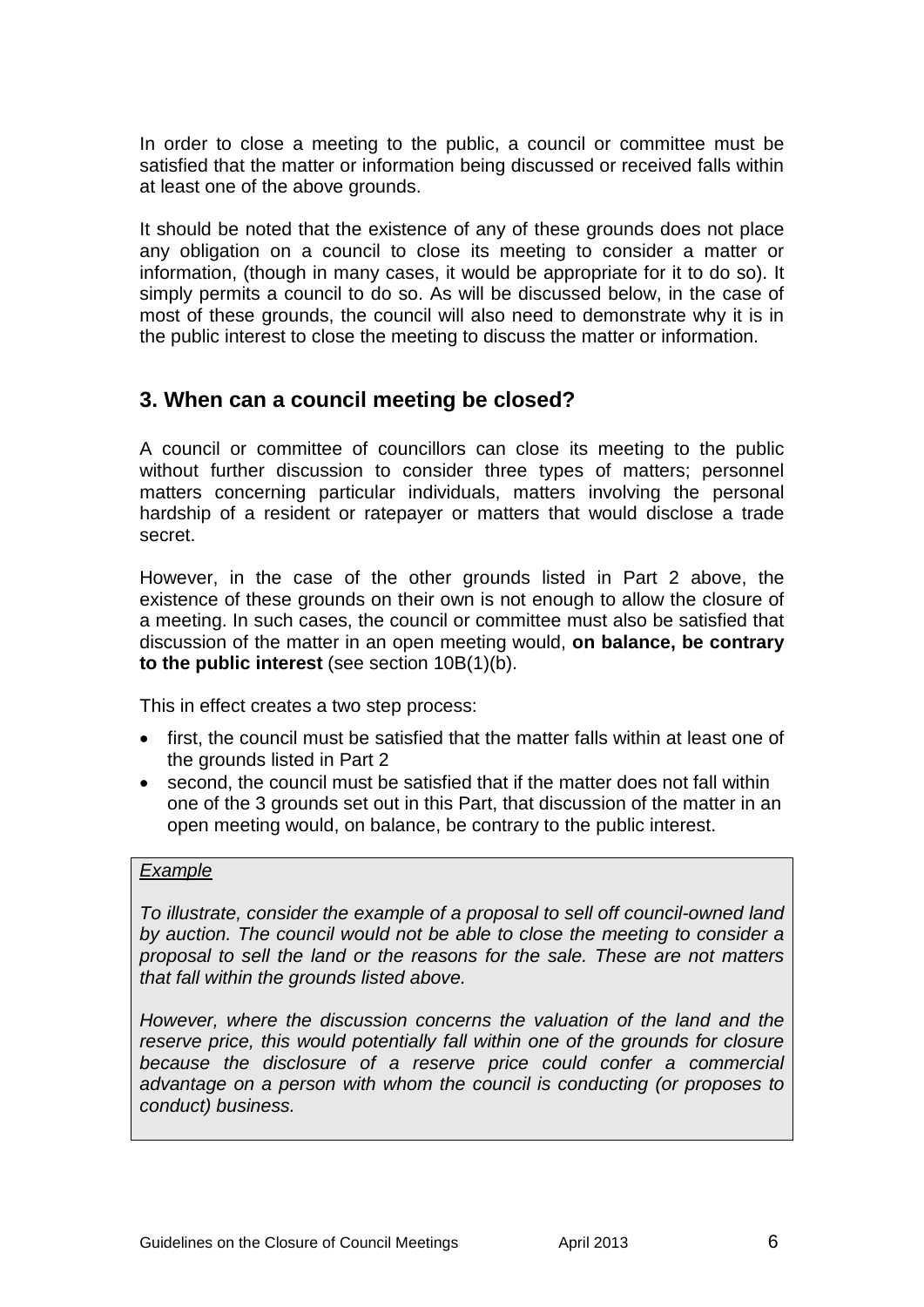In order to close a meeting to the public, a council or committee must be satisfied that the matter or information being discussed or received falls within at least one of the above grounds.

It should be noted that the existence of any of these grounds does not place any obligation on a council to close its meeting to consider a matter or information, (though in many cases, it would be appropriate for it to do so). It simply permits a council to do so. As will be discussed below, in the case of most of these grounds, the council will also need to demonstrate why it is in the public interest to close the meeting to discuss the matter or information.

## 3. When can a council meeting be closed?

A council or committee of councillors can close its meeting to the public without further discussion to consider three types of matters; personnel matters concerning particular individuals, matters involving the personal hardship of a resident or ratepayer or matters that would disclose a trade secret.

However, in the case of the other grounds listed in Part 2 above, the existence of these grounds on their own is not enough to allow the closure of a meeting. In such cases, the council or committee must also be satisfied that discussion of the matter in an open meeting would, **on balance, be contrary to the public interest** (see section 10B(1)(b).

This in effect creates a two step process:

- first, the council must be satisfied that the matter falls within at least one of the grounds listed in Part 2
- second, the council must be satisfied that if the matter does not fall within one of the 3 grounds set out in this Part, that discussion of the matter in an open meeting would, on balance, be contrary to the public interest.

> *Example*
>
> *To illustrate, consider the example of a proposal to sell off council-owned land by auction. The council would not be able to close the meeting to consider a proposal to sell the land or the reasons for the sale. These are not matters that fall within the grounds listed above.*
>
> *However, where the discussion concerns the valuation of the land and the reserve price, this would potentially fall within one of the grounds for closure because the disclosure of a reserve price could confer a commercial advantage on a person with whom the council is conducting (or proposes to conduct) business.*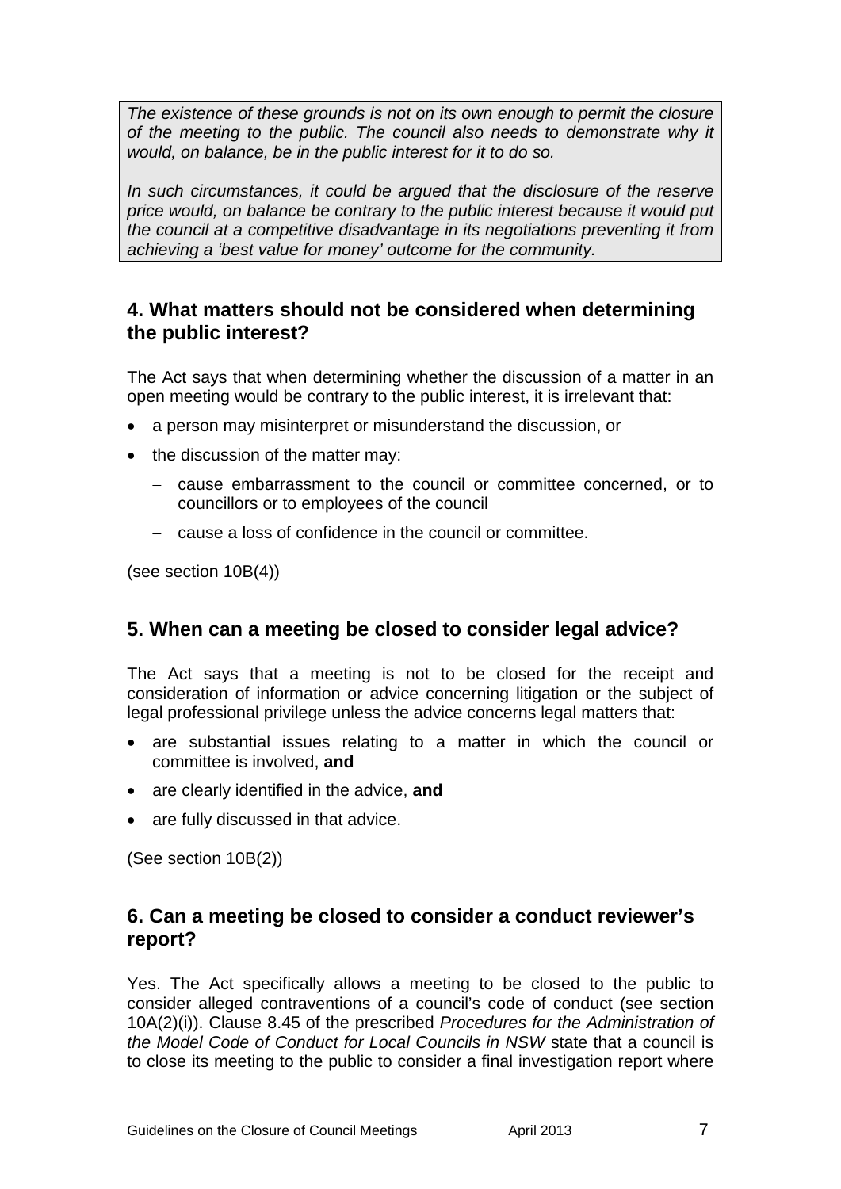*The existence of these grounds is not on its own enough to permit the closure of the meeting to the public. The council also needs to demonstrate why it would, on balance, be in the public interest for it to do so.*

*In such circumstances, it could be argued that the disclosure of the reserve price would, on balance be contrary to the public interest because it would put the council at a competitive disadvantage in its negotiations preventing it from achieving a 'best value for money' outcome for the community.*

## 4. What matters should not be considered when determining the public interest?

The Act says that when determining whether the discussion of a matter in an open meeting would be contrary to the public interest, it is irrelevant that:

- a person may misinterpret or misunderstand the discussion, or
- the discussion of the matter may:
  - cause embarrassment to the council or committee concerned, or to councillors or to employees of the council
  - cause a loss of confidence in the council or committee.

(see section 10B(4))

## 5. When can a meeting be closed to consider legal advice?

The Act says that a meeting is not to be closed for the receipt and consideration of information or advice concerning litigation or the subject of legal professional privilege unless the advice concerns legal matters that:

- are substantial issues relating to a matter in which the council or committee is involved, **and**
- are clearly identified in the advice, **and**
- are fully discussed in that advice.

(See section 10B(2))

## 6. Can a meeting be closed to consider a conduct reviewer's report?

Yes. The Act specifically allows a meeting to be closed to the public to consider alleged contraventions of a council's code of conduct (see section 10A(2)(i)). Clause 8.45 of the prescribed *Procedures for the Administration of the Model Code of Conduct for Local Councils in NSW* state that a council is to close its meeting to the public to consider a final investigation report where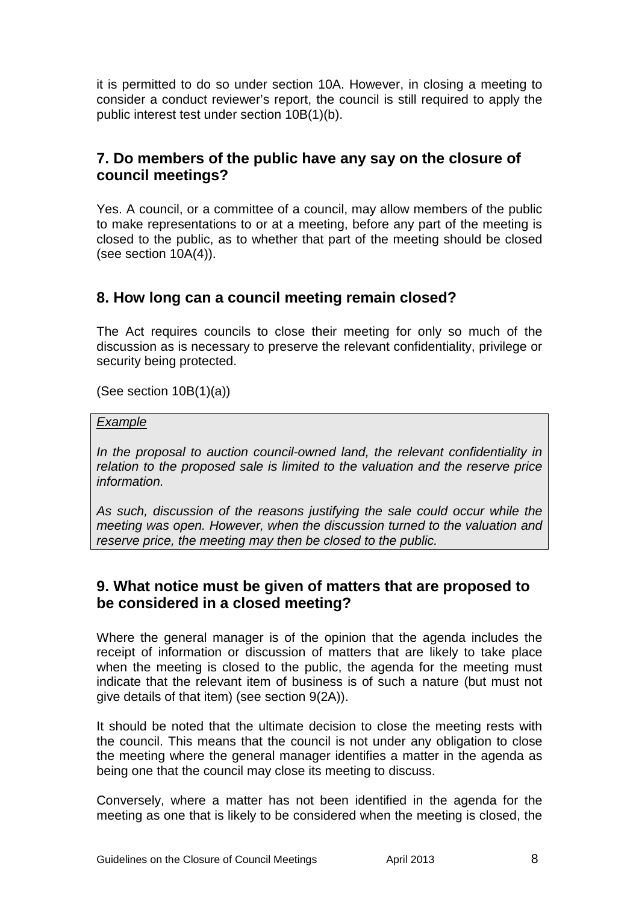it is permitted to do so under section 10A. However, in closing a meeting to consider a conduct reviewer's report, the council is still required to apply the public interest test under section 10B(1)(b).

## 7. Do members of the public have any say on the closure of council meetings?

Yes. A council, or a committee of a council, may allow members of the public to make representations to or at a meeting, before any part of the meeting is closed to the public, as to whether that part of the meeting should be closed (see section 10A(4)).

## 8. How long can a council meeting remain closed?

The Act requires councils to close their meeting for only so much of the discussion as is necessary to preserve the relevant confidentiality, privilege or security being protected.

(See section 10B(1)(a))

> *Example*
>
> *In the proposal to auction council-owned land, the relevant confidentiality in relation to the proposed sale is limited to the valuation and the reserve price information.*
>
> *As such, discussion of the reasons justifying the sale could occur while the meeting was open. However, when the discussion turned to the valuation and reserve price, the meeting may then be closed to the public.*

## 9. What notice must be given of matters that are proposed to be considered in a closed meeting?

Where the general manager is of the opinion that the agenda includes the receipt of information or discussion of matters that are likely to take place when the meeting is closed to the public, the agenda for the meeting must indicate that the relevant item of business is of such a nature (but must not give details of that item) (see section 9(2A)).

It should be noted that the ultimate decision to close the meeting rests with the council. This means that the council is not under any obligation to close the meeting where the general manager identifies a matter in the agenda as being one that the council may close its meeting to discuss.

Conversely, where a matter has not been identified in the agenda for the meeting as one that is likely to be considered when the meeting is closed, the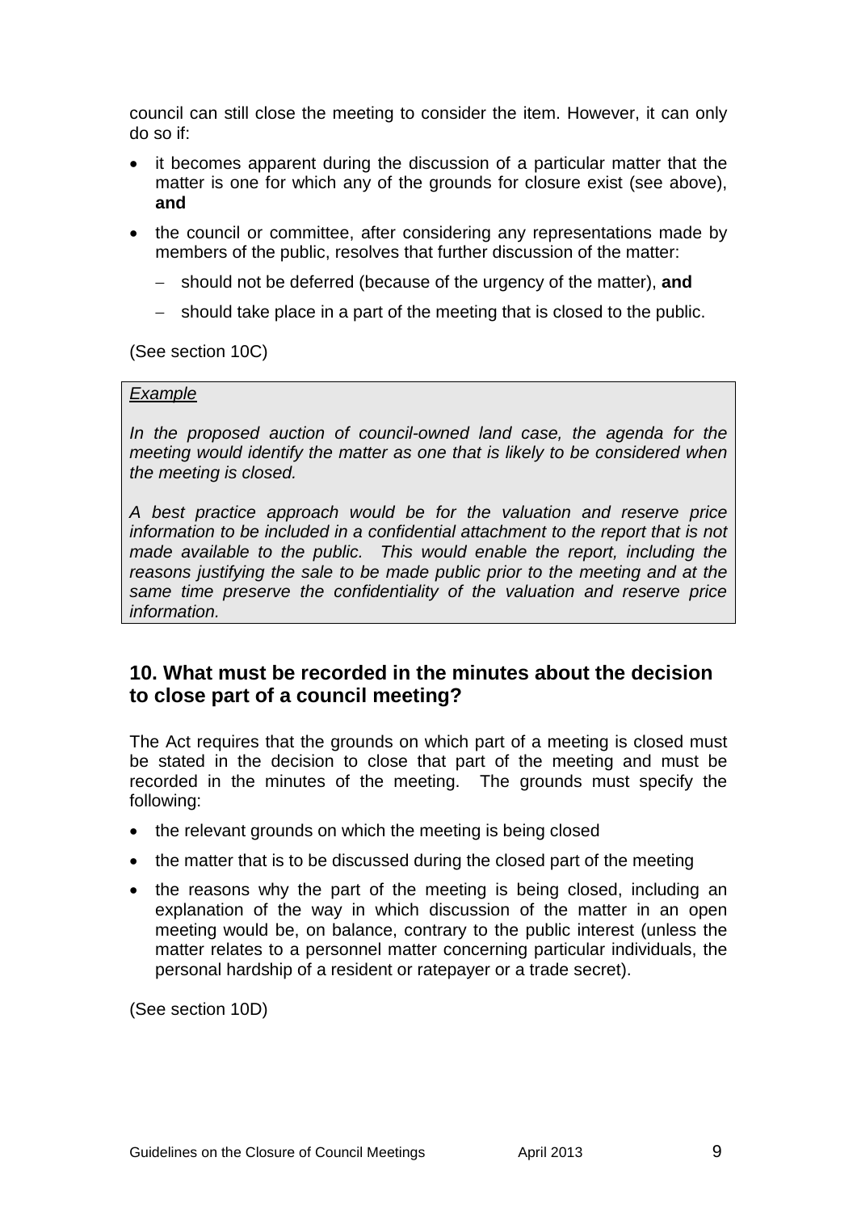council can still close the meeting to consider the item. However, it can only do so if:

- it becomes apparent during the discussion of a particular matter that the matter is one for which any of the grounds for closure exist (see above), **and**
- the council or committee, after considering any representations made by members of the public, resolves that further discussion of the matter:
  - should not be deferred (because of the urgency of the matter), **and**
  - should take place in a part of the meeting that is closed to the public.

(See section 10C)

> <u>*Example*</u>
>
> *In the proposed auction of council-owned land case, the agenda for the meeting would identify the matter as one that is likely to be considered when the meeting is closed.*
>
> *A best practice approach would be for the valuation and reserve price information to be included in a confidential attachment to the report that is not made available to the public. This would enable the report, including the reasons justifying the sale to be made public prior to the meeting and at the same time preserve the confidentiality of the valuation and reserve price information.*

## 10. What must be recorded in the minutes about the decision to close part of a council meeting?

The Act requires that the grounds on which part of a meeting is closed must be stated in the decision to close that part of the meeting and must be recorded in the minutes of the meeting. The grounds must specify the following:

- the relevant grounds on which the meeting is being closed
- the matter that is to be discussed during the closed part of the meeting
- the reasons why the part of the meeting is being closed, including an explanation of the way in which discussion of the matter in an open meeting would be, on balance, contrary to the public interest (unless the matter relates to a personnel matter concerning particular individuals, the personal hardship of a resident or ratepayer or a trade secret).

(See section 10D)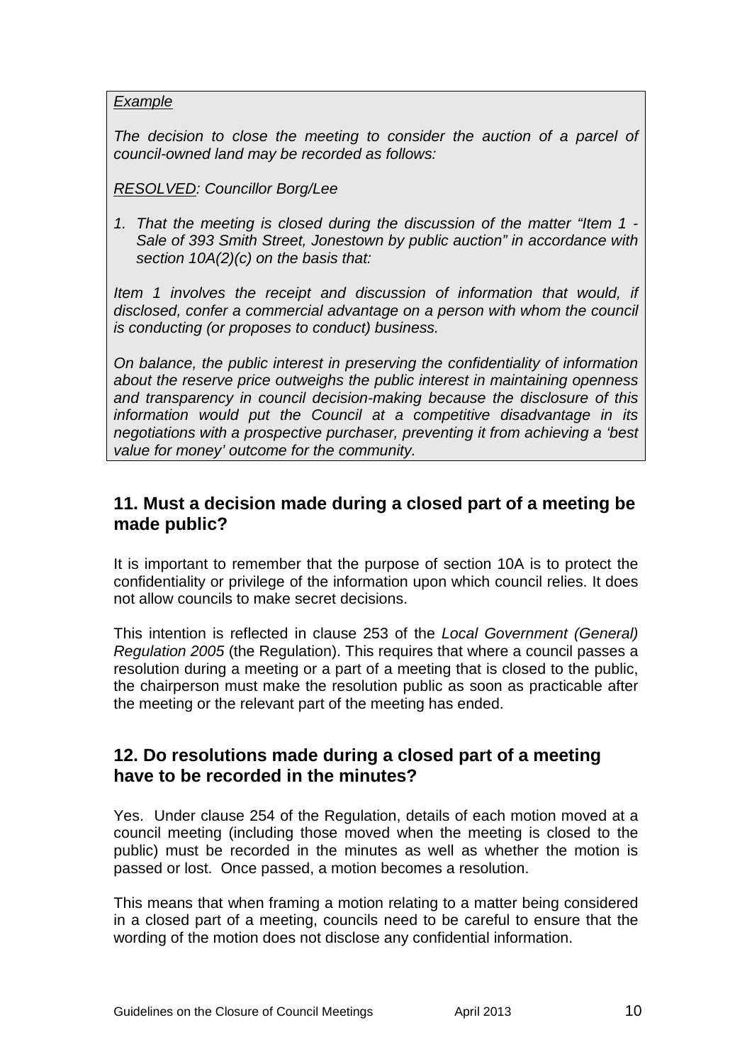*Example*

*The decision to close the meeting to consider the auction of a parcel of council-owned land may be recorded as follows:*

*RESOLVED: Councillor Borg/Lee*

1. *That the meeting is closed during the discussion of the matter "Item 1 - Sale of 393 Smith Street, Jonestown by public auction" in accordance with section 10A(2)(c) on the basis that:*

*Item 1 involves the receipt and discussion of information that would, if disclosed, confer a commercial advantage on a person with whom the council is conducting (or proposes to conduct) business.*

*On balance, the public interest in preserving the confidentiality of information about the reserve price outweighs the public interest in maintaining openness and transparency in council decision-making because the disclosure of this information would put the Council at a competitive disadvantage in its negotiations with a prospective purchaser, preventing it from achieving a 'best value for money' outcome for the community.*

## 11. Must a decision made during a closed part of a meeting be made public?

It is important to remember that the purpose of section 10A is to protect the confidentiality or privilege of the information upon which council relies. It does not allow councils to make secret decisions.

This intention is reflected in clause 253 of the *Local Government (General) Regulation 2005* (the Regulation). This requires that where a council passes a resolution during a meeting or a part of a meeting that is closed to the public, the chairperson must make the resolution public as soon as practicable after the meeting or the relevant part of the meeting has ended.

## 12. Do resolutions made during a closed part of a meeting have to be recorded in the minutes?

Yes. Under clause 254 of the Regulation, details of each motion moved at a council meeting (including those moved when the meeting is closed to the public) must be recorded in the minutes as well as whether the motion is passed or lost. Once passed, a motion becomes a resolution.

This means that when framing a motion relating to a matter being considered in a closed part of a meeting, councils need to be careful to ensure that the wording of the motion does not disclose any confidential information.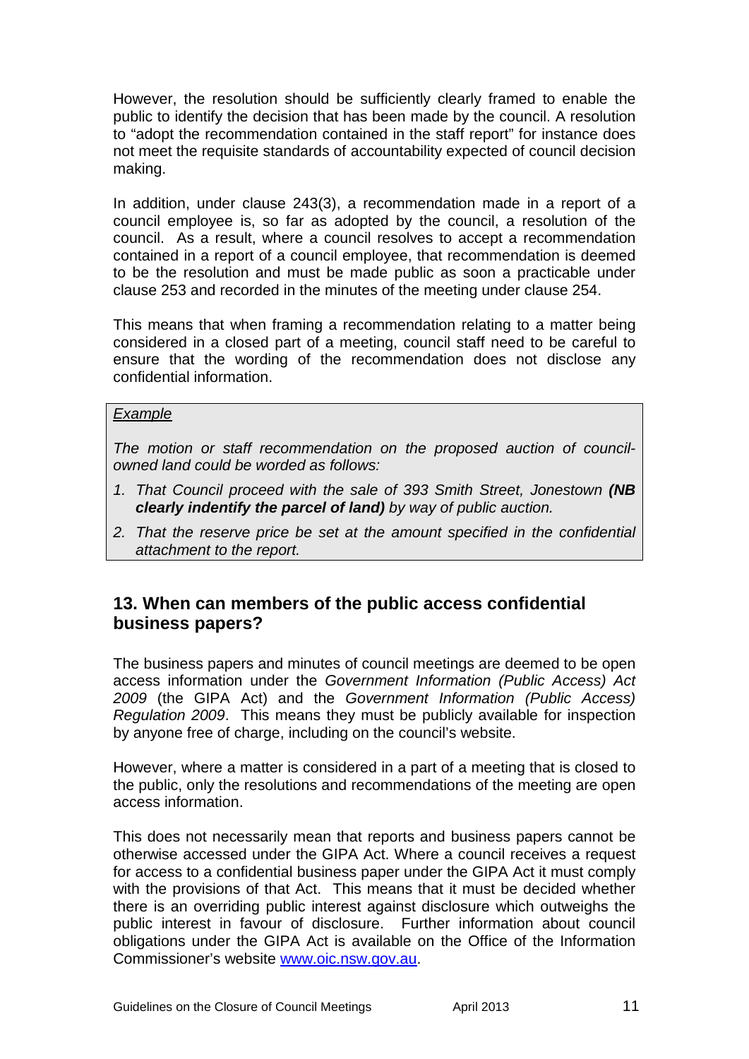However, the resolution should be sufficiently clearly framed to enable the public to identify the decision that has been made by the council. A resolution to "adopt the recommendation contained in the staff report" for instance does not meet the requisite standards of accountability expected of council decision making.

In addition, under clause 243(3), a recommendation made in a report of a council employee is, so far as adopted by the council, a resolution of the council. As a result, where a council resolves to accept a recommendation contained in a report of a council employee, that recommendation is deemed to be the resolution and must be made public as soon a practicable under clause 253 and recorded in the minutes of the meeting under clause 254.

This means that when framing a recommendation relating to a matter being considered in a closed part of a meeting, council staff need to be careful to ensure that the wording of the recommendation does not disclose any confidential information.

> <u>*Example*</u>
>
> *The motion or staff recommendation on the proposed auction of council-owned land could be worded as follows:*
>
> 1. *That Council proceed with the sale of 393 Smith Street, Jonestown **(NB clearly indentify the parcel of land)** by way of public auction.*
> 2. *That the reserve price be set at the amount specified in the confidential attachment to the report.*

## 13. When can members of the public access confidential business papers?

The business papers and minutes of council meetings are deemed to be open access information under the *Government Information (Public Access) Act 2009* (the GIPA Act) and the *Government Information (Public Access) Regulation 2009*. This means they must be publicly available for inspection by anyone free of charge, including on the council's website.

However, where a matter is considered in a part of a meeting that is closed to the public, only the resolutions and recommendations of the meeting are open access information.

This does not necessarily mean that reports and business papers cannot be otherwise accessed under the GIPA Act. Where a council receives a request for access to a confidential business paper under the GIPA Act it must comply with the provisions of that Act. This means that it must be decided whether there is an overriding public interest against disclosure which outweighs the public interest in favour of disclosure. Further information about council obligations under the GIPA Act is available on the Office of the Information Commissioner's website www.oic.nsw.gov.au.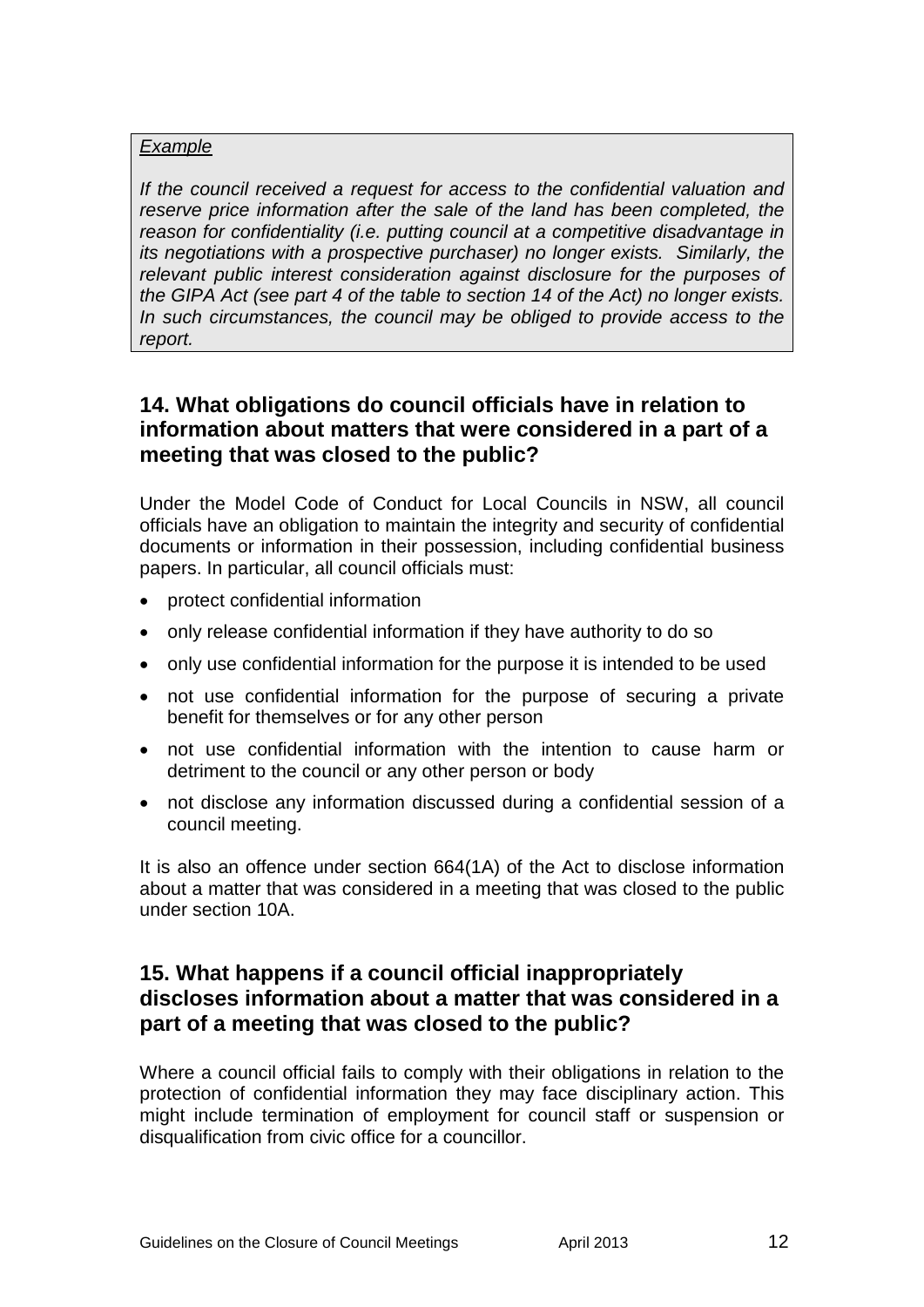*Example*

*If the council received a request for access to the confidential valuation and reserve price information after the sale of the land has been completed, the reason for confidentiality (i.e. putting council at a competitive disadvantage in its negotiations with a prospective purchaser) no longer exists. Similarly, the relevant public interest consideration against disclosure for the purposes of the GIPA Act (see part 4 of the table to section 14 of the Act) no longer exists. In such circumstances, the council may be obliged to provide access to the report.*

## 14. What obligations do council officials have in relation to information about matters that were considered in a part of a meeting that was closed to the public?

Under the Model Code of Conduct for Local Councils in NSW, all council officials have an obligation to maintain the integrity and security of confidential documents or information in their possession, including confidential business papers. In particular, all council officials must:

- protect confidential information
- only release confidential information if they have authority to do so
- only use confidential information for the purpose it is intended to be used
- not use confidential information for the purpose of securing a private benefit for themselves or for any other person
- not use confidential information with the intention to cause harm or detriment to the council or any other person or body
- not disclose any information discussed during a confidential session of a council meeting.

It is also an offence under section 664(1A) of the Act to disclose information about a matter that was considered in a meeting that was closed to the public under section 10A.

## 15. What happens if a council official inappropriately discloses information about a matter that was considered in a part of a meeting that was closed to the public?

Where a council official fails to comply with their obligations in relation to the protection of confidential information they may face disciplinary action. This might include termination of employment for council staff or suspension or disqualification from civic office for a councillor.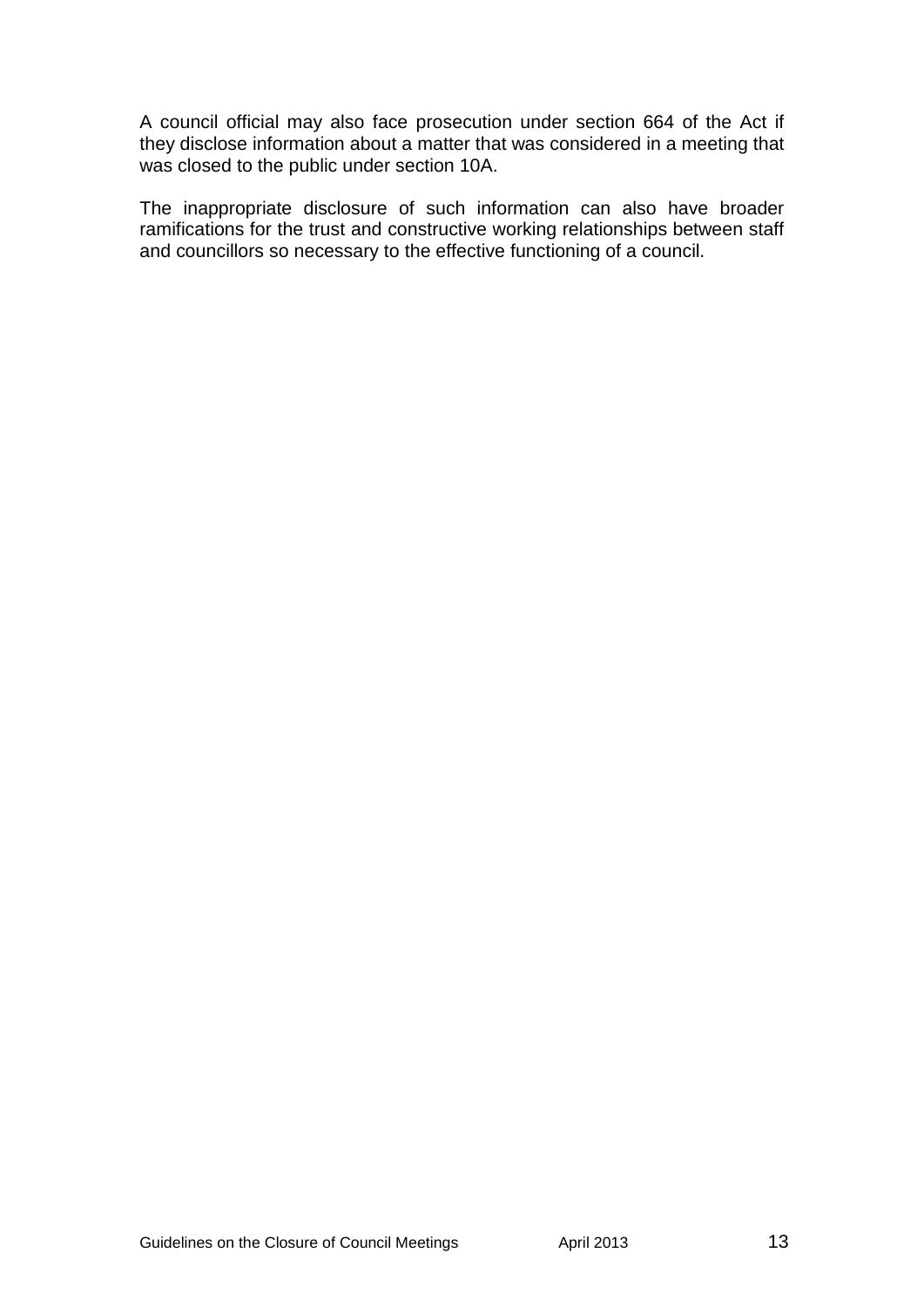A council official may also face prosecution under section 664 of the Act if they disclose information about a matter that was considered in a meeting that was closed to the public under section 10A.

The inappropriate disclosure of such information can also have broader ramifications for the trust and constructive working relationships between staff and councillors so necessary to the effective functioning of a council.